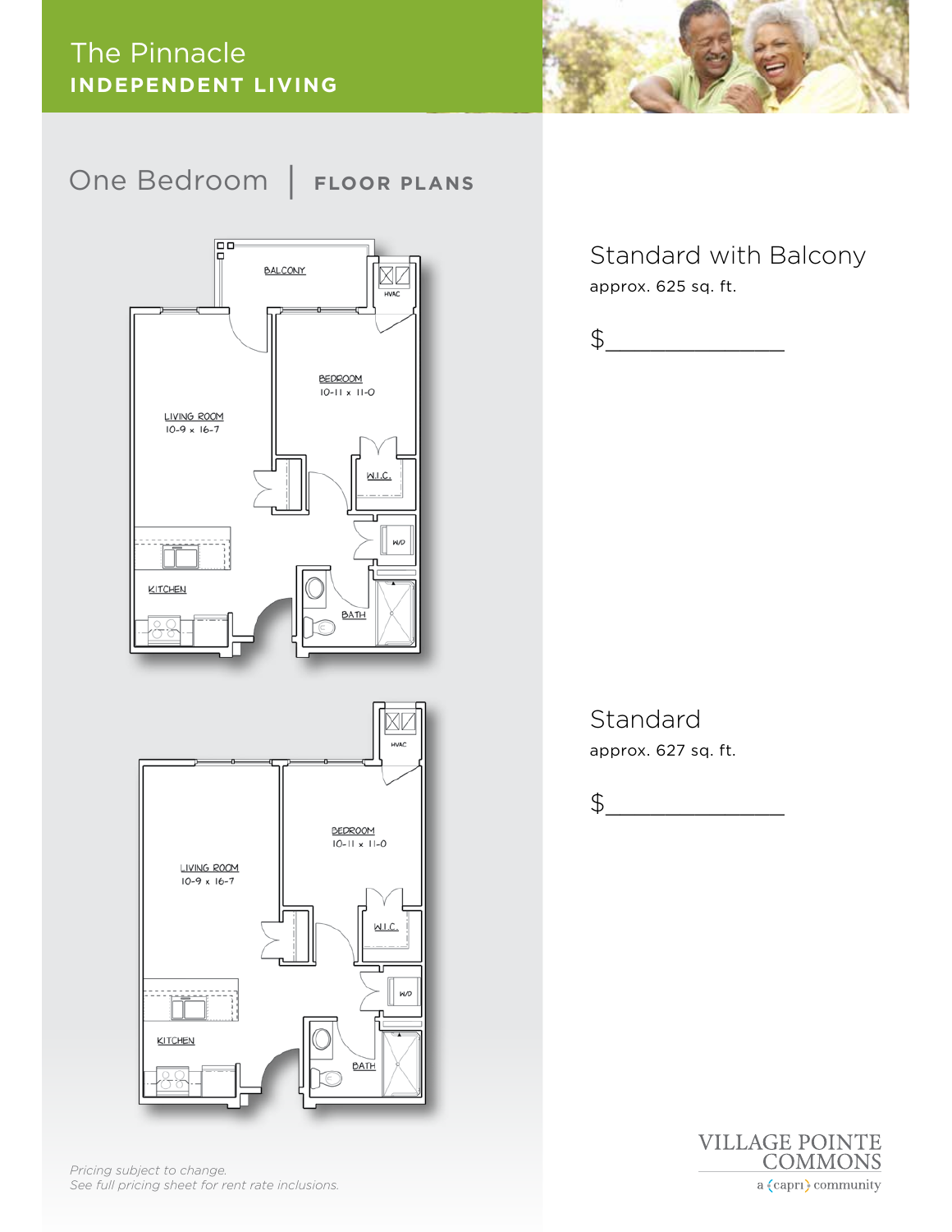# The Pinnacle

**INDEPENDENT LIVING**

## One Bedroom | FLOOR PLANS

### Standard with Balcony

approx. 625 sq. ft.

$_______________

### Standard

approx. 627 sq. ft.

$_______________

*Pricing subject to change.*
*See full pricing sheet for rent rate inclusions.*

VILLAGE POINTE COMMONS
a {capri} community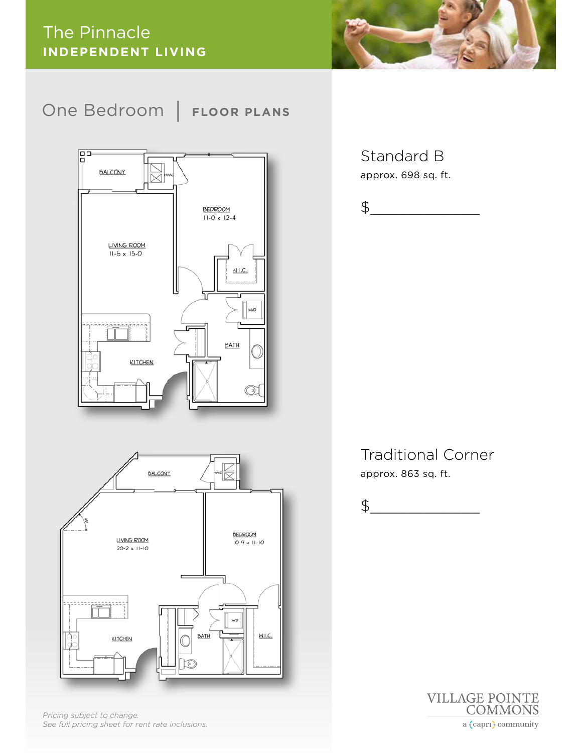# The Pinnacle

**INDEPENDENT LIVING**

## One Bedroom | FLOOR PLANS

BALCONY

HVAC

BEDROOM
11-0 x 12-4

LIVING ROOM
11-6 x 15-0

W.I.C.

W/D

BATH

KITCHEN

### Standard B

approx. 698 sq. ft.

$_______________

BALCONY

HVAC

LIVING ROOM
20-2 x 11-10

BEDROOM
10-9 x 11-10

W/D

BATH

W.I.C.

KITCHEN

### Traditional Corner

approx. 863 sq. ft.

$_______________

*Pricing subject to change.*
*See full pricing sheet for rent rate inclusions.*

VILLAGE POINTE COMMONS
a {capri} community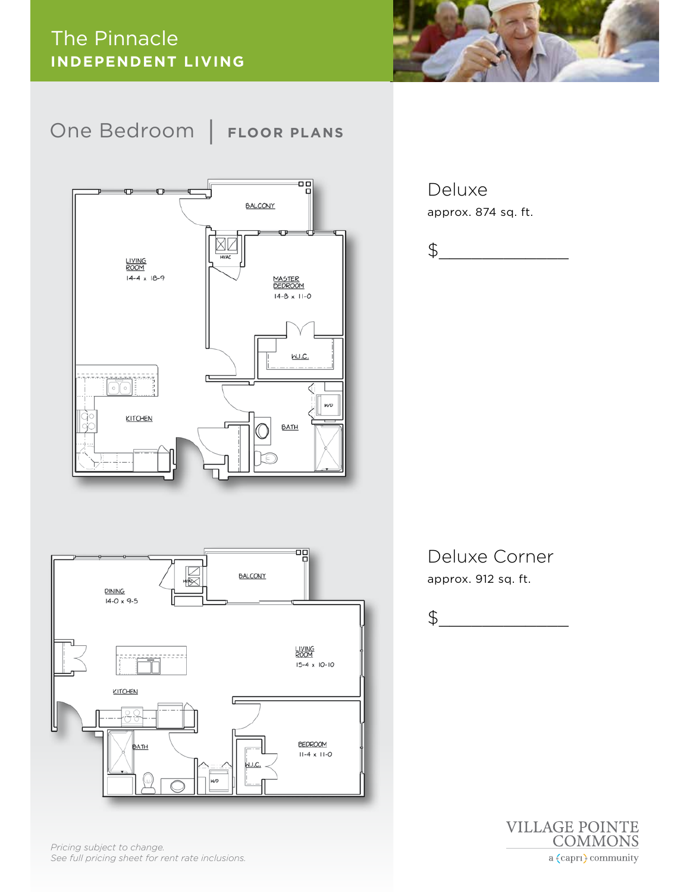# The Pinnacle

**INDEPENDENT LIVING**

## One Bedrooom | FLOOR PLANS

BALCONY

LIVING ROOM
14-4 x 18-9

HVAC

MASTER BEDROOM
14-8 x 11-0

W.I.C.

KITCHEN

W/D

BATH

### Deluxe

approx. 874 sq. ft.

$_______________

BALCONY

DINING
14-0 x 9-5

HVAC

LIVING ROOM
15-4 x 10-10

KITCHEN

BATH

W/D

W.I.C.

BEDROOM
11-4 x 11-0

### Deluxe Corner

approx. 912 sq. ft.

$_______________

*Pricing subject to change.*
*See full pricing sheet for rent rate inclusions.*

VILLAGE POINTE COMMONS
a {capri} community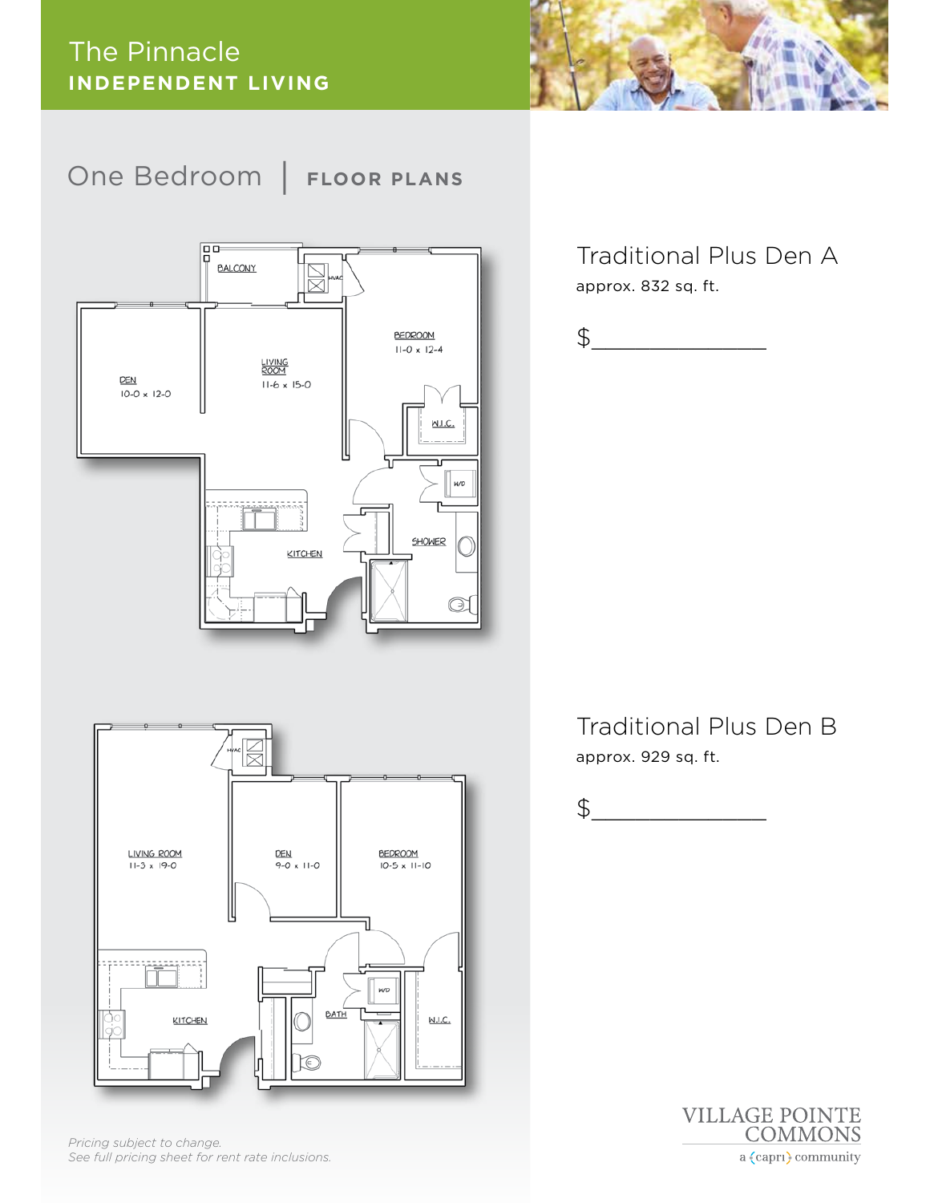# The Pinnacle
## INDEPENDENT LIVING

## One Bedroom | FLOOR PLANS

BALCONY

HVAC

BEDROOM
11-0 x 12-4

DEN
10-0 x 12-0

LIVING ROOM
11-6 x 15-0

W.I.C.

W/D

KITCHEN

SHOWER

### Traditional Plus Den A

approx. 832 sq. ft.

$_______________

HVAC

LIVING ROOM
11-3 x 19-0

DEN
9-0 x 11-0

BEDROOM
10-5 x 11-10

W/D

BATH

KITCHEN

W.I.C.

### Traditional Plus Den B

approx. 929 sq. ft.

$_______________

*Pricing subject to change.*
*See full pricing sheet for rent rate inclusions.*

VILLAGE POINTE COMMONS
a {capri} community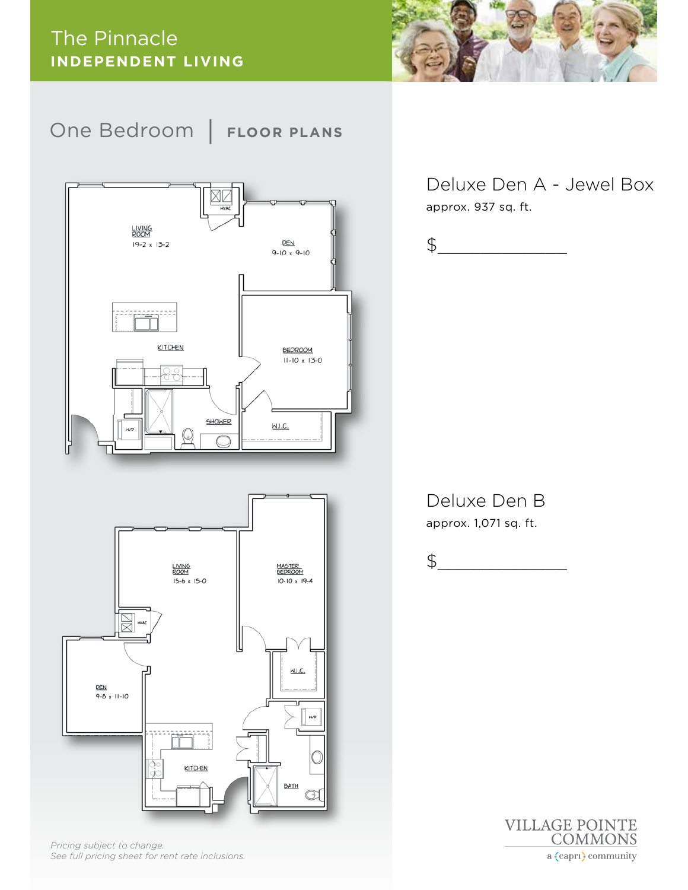# The Pinnacle
**INDEPENDENT LIVING**

## One Bedroom | FLOOR PLANS

LIVING ROOM
19-2 x 13-2

DEN
9-10 x 9-10

KITCHEN

BEDROOM
11-10 x 13-0

HVAC

W/D

SHOWER

W.I.C.

### Deluxe Den A - Jewel Box

approx. 937 sq. ft.

$_______________

LIVING ROOM
15-6 x 15-0

MASTER BEDROOM
10-10 x 19-4

HVAC

W.I.C.

DEN
9-8 x 11-10

W/D

KITCHEN

BATH

### Deluxe Den B

approx. 1,071 sq. ft.

$_______________

*Pricing subject to change.*
*See full pricing sheet for rent rate inclusions.*

VILLAGE POINTE COMMONS
a {capri} community